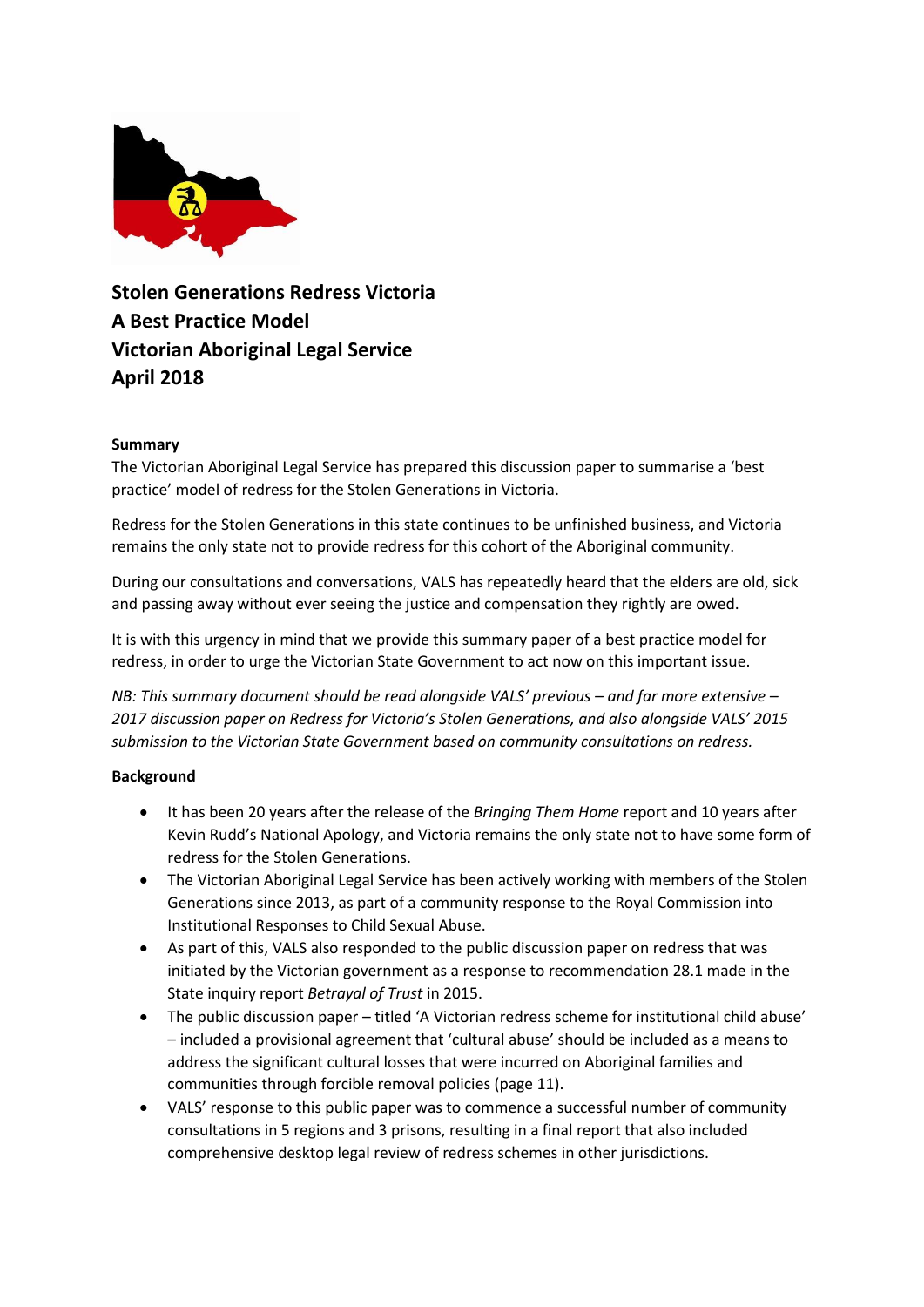# Stolen Generations Redress Victoria
# A Best Practice Model
# Victorian Aboriginal Legal Service
# April 2018

**Summary**

The Victorian Aboriginal Legal Service has prepared this discussion paper to summarise a 'best practice' model of redress for the Stolen Generations in Victoria.

Redress for the Stolen Generations in this state continues to be unfinished business, and Victoria remains the only state not to provide redress for this cohort of the Aboriginal community.

During our consultations and conversations, VALS has repeatedly heard that the elders are old, sick and passing away without ever seeing the justice and compensation they rightly are owed.

It is with this urgency in mind that we provide this summary paper of a best practice model for redress, in order to urge the Victorian State Government to act now on this important issue.

*NB: This summary document should be read alongside VALS' previous – and far more extensive – 2017 discussion paper on Redress for Victoria's Stolen Generations, and also alongside VALS' 2015 submission to the Victorian State Government based on community consultations on redress.*

**Background**

- It has been 20 years after the release of the *Bringing Them Home* report and 10 years after Kevin Rudd's National Apology, and Victoria remains the only state not to have some form of redress for the Stolen Generations.
- The Victorian Aboriginal Legal Service has been actively working with members of the Stolen Generations since 2013, as part of a community response to the Royal Commission into Institutional Responses to Child Sexual Abuse.
- As part of this, VALS also responded to the public discussion paper on redress that was initiated by the Victorian government as a response to recommendation 28.1 made in the State inquiry report *Betrayal of Trust* in 2015.
- The public discussion paper – titled 'A Victorian redress scheme for institutional child abuse' – included a provisional agreement that 'cultural abuse' should be included as a means to address the significant cultural losses that were incurred on Aboriginal families and communities through forcible removal policies (page 11).
- VALS' response to this public paper was to commence a successful number of community consultations in 5 regions and 3 prisons, resulting in a final report that also included comprehensive desktop legal review of redress schemes in other jurisdictions.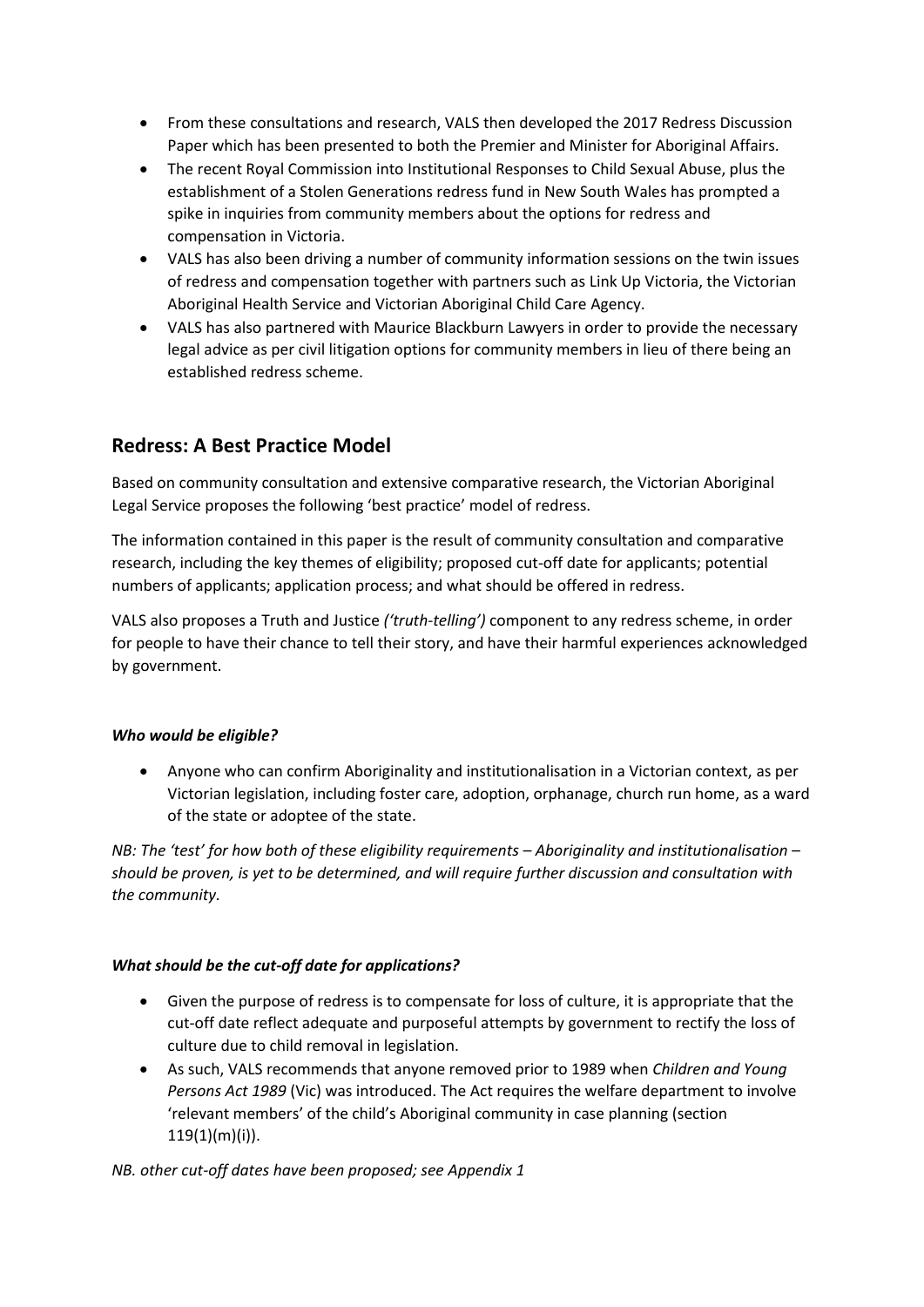- From these consultations and research, VALS then developed the 2017 Redress Discussion Paper which has been presented to both the Premier and Minister for Aboriginal Affairs.
- The recent Royal Commission into Institutional Responses to Child Sexual Abuse, plus the establishment of a Stolen Generations redress fund in New South Wales has prompted a spike in inquiries from community members about the options for redress and compensation in Victoria.
- VALS has also been driving a number of community information sessions on the twin issues of redress and compensation together with partners such as Link Up Victoria, the Victorian Aboriginal Health Service and Victorian Aboriginal Child Care Agency.
- VALS has also partnered with Maurice Blackburn Lawyers in order to provide the necessary legal advice as per civil litigation options for community members in lieu of there being an established redress scheme.

## Redress: A Best Practice Model

Based on community consultation and extensive comparative research, the Victorian Aboriginal Legal Service proposes the following 'best practice' model of redress.

The information contained in this paper is the result of community consultation and comparative research, including the key themes of eligibility; proposed cut-off date for applicants; potential numbers of applicants; application process; and what should be offered in redress.

VALS also proposes a Truth and Justice *('truth-telling')* component to any redress scheme, in order for people to have their chance to tell their story, and have their harmful experiences acknowledged by government.

### *Who would be eligible?*

- Anyone who can confirm Aboriginality and institutionalisation in a Victorian context, as per Victorian legislation, including foster care, adoption, orphanage, church run home, as a ward of the state or adoptee of the state.

*NB: The 'test' for how both of these eligibility requirements – Aboriginality and institutionalisation – should be proven, is yet to be determined, and will require further discussion and consultation with the community.*

### *What should be the cut-off date for applications?*

- Given the purpose of redress is to compensate for loss of culture, it is appropriate that the cut-off date reflect adequate and purposeful attempts by government to rectify the loss of culture due to child removal in legislation.
- As such, VALS recommends that anyone removed prior to 1989 when *Children and Young Persons Act 1989* (Vic) was introduced. The Act requires the welfare department to involve 'relevant members' of the child's Aboriginal community in case planning (section 119(1)(m)(i)).

*NB. other cut-off dates have been proposed; see Appendix 1*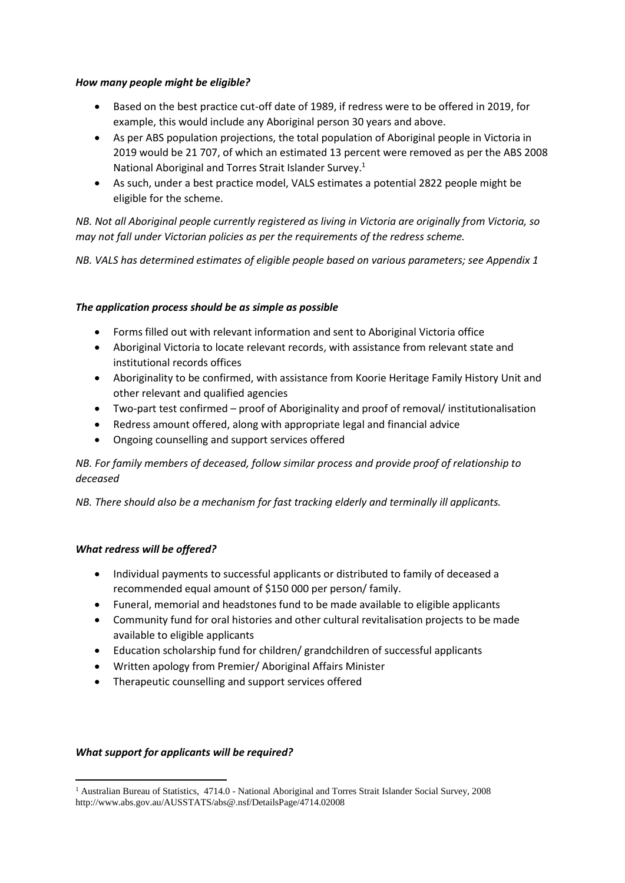***How many people might be eligible?***

- Based on the best practice cut-off date of 1989, if redress were to be offered in 2019, for example, this would include any Aboriginal person 30 years and above.
- As per ABS population projections, the total population of Aboriginal people in Victoria in 2019 would be 21 707, of which an estimated 13 percent were removed as per the ABS 2008 National Aboriginal and Torres Strait Islander Survey.[1]
- As such, under a best practice model, VALS estimates a potential 2822 people might be eligible for the scheme.

*NB. Not all Aboriginal people currently registered as living in Victoria are originally from Victoria, so may not fall under Victorian policies as per the requirements of the redress scheme.*

*NB. VALS has determined estimates of eligible people based on various parameters; see Appendix 1*

***The application process should be as simple as possible***

- Forms filled out with relevant information and sent to Aboriginal Victoria office
- Aboriginal Victoria to locate relevant records, with assistance from relevant state and institutional records offices
- Aboriginality to be confirmed, with assistance from Koorie Heritage Family History Unit and other relevant and qualified agencies
- Two-part test confirmed – proof of Aboriginality and proof of removal/ institutionalisation
- Redress amount offered, along with appropriate legal and financial advice
- Ongoing counselling and support services offered

*NB. For family members of deceased, follow similar process and provide proof of relationship to deceased*

*NB. There should also be a mechanism for fast tracking elderly and terminally ill applicants.*

***What redress will be offered?***

- Individual payments to successful applicants or distributed to family of deceased a recommended equal amount of $150 000 per person/ family.
- Funeral, memorial and headstones fund to be made available to eligible applicants
- Community fund for oral histories and other cultural revitalisation projects to be made available to eligible applicants
- Education scholarship fund for children/ grandchildren of successful applicants
- Written apology from Premier/ Aboriginal Affairs Minister
- Therapeutic counselling and support services offered

***What support for applicants will be required?***

[1] Australian Bureau of Statistics, 4714.0 - National Aboriginal and Torres Strait Islander Social Survey, 2008 http://www.abs.gov.au/AUSSTATS/abs@.nsf/DetailsPage/4714.02008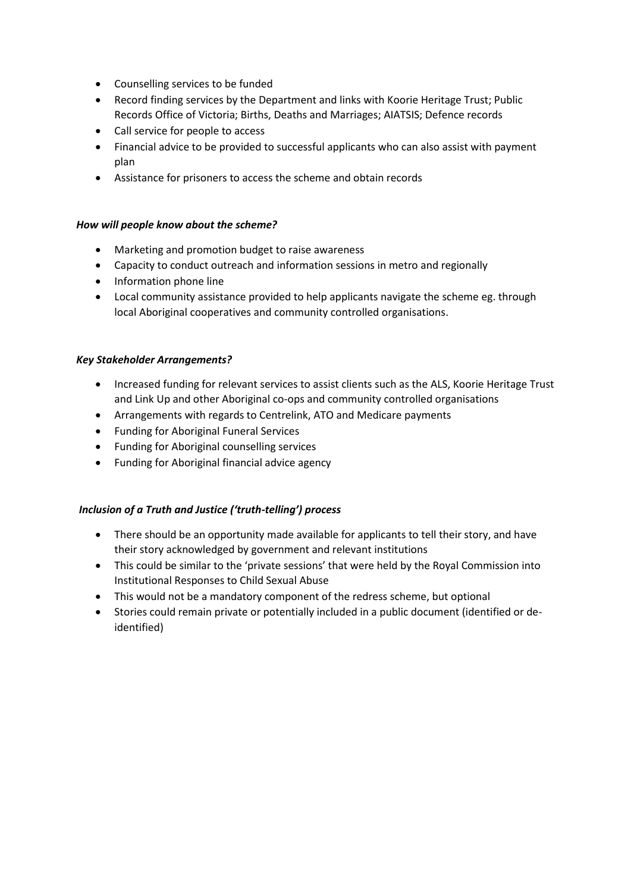- Counselling services to be funded
- Record finding services by the Department and links with Koorie Heritage Trust; Public Records Office of Victoria; Births, Deaths and Marriages; AIATSIS; Defence records
- Call service for people to access
- Financial advice to be provided to successful applicants who can also assist with payment plan
- Assistance for prisoners to access the scheme and obtain records

***How will people know about the scheme?***

- Marketing and promotion budget to raise awareness
- Capacity to conduct outreach and information sessions in metro and regionally
- Information phone line
- Local community assistance provided to help applicants navigate the scheme eg. through local Aboriginal cooperatives and community controlled organisations.

***Key Stakeholder Arrangements?***

- Increased funding for relevant services to assist clients such as the ALS, Koorie Heritage Trust and Link Up and other Aboriginal co-ops and community controlled organisations
- Arrangements with regards to Centrelink, ATO and Medicare payments
- Funding for Aboriginal Funeral Services
- Funding for Aboriginal counselling services
- Funding for Aboriginal financial advice agency

***Inclusion of a Truth and Justice ('truth-telling') process***

- There should be an opportunity made available for applicants to tell their story, and have their story acknowledged by government and relevant institutions
- This could be similar to the 'private sessions' that were held by the Royal Commission into Institutional Responses to Child Sexual Abuse
- This would not be a mandatory component of the redress scheme, but optional
- Stories could remain private or potentially included in a public document (identified or de-identified)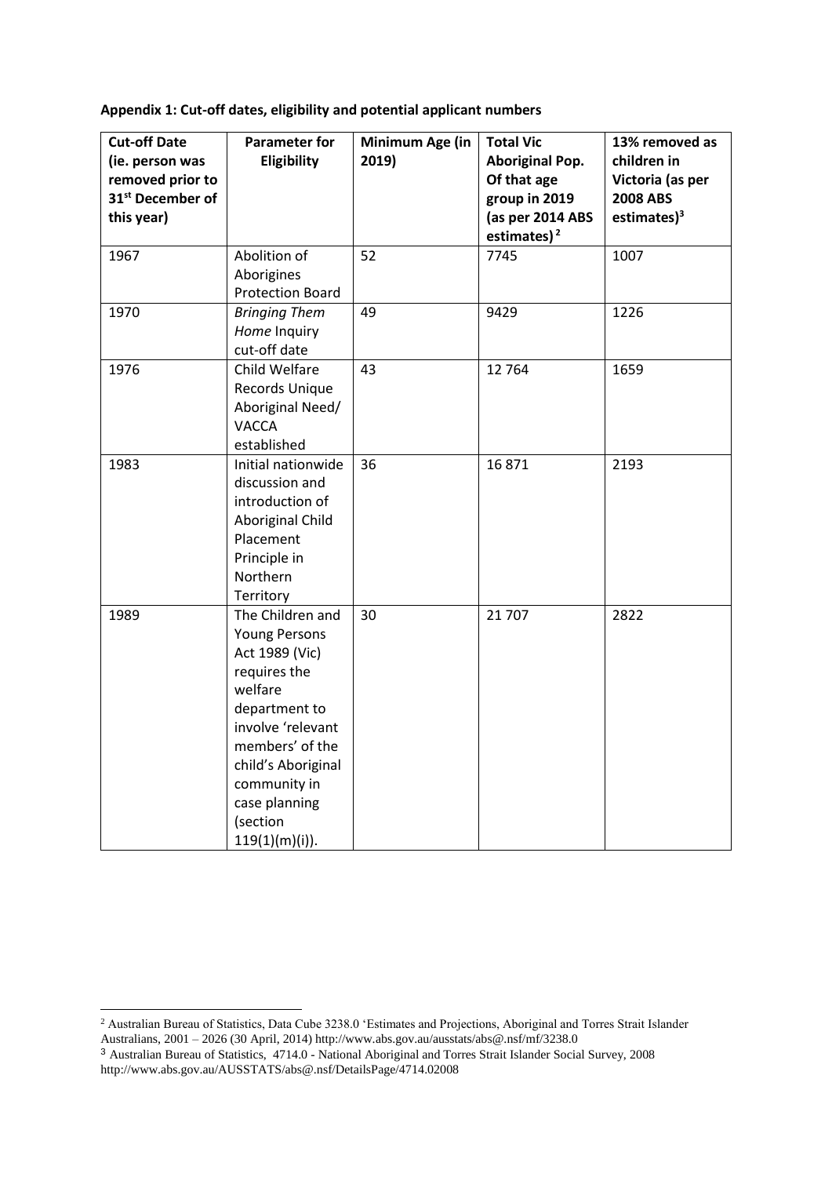**Appendix 1: Cut-off dates, eligibility and potential applicant numbers**

| Cut-off Date (ie. person was removed prior to 31st December of this year) | Parameter for Eligibility | Minimum Age (in 2019) | Total Vic Aboriginal Pop. Of that age group in 2019 (as per 2014 ABS estimates)[2] | 13% removed as children in Victoria (as per 2008 ABS estimates)[3] |
|---|---|---|---|---|
| 1967 | Abolition of Aborigines Protection Board | 52 | 7745 | 1007 |
| 1970 | *Bringing Them Home* Inquiry cut-off date | 49 | 9429 | 1226 |
| 1976 | Child Welfare Records Unique Aboriginal Need/ VACCA established | 43 | 12 764 | 1659 |
| 1983 | Initial nationwide discussion and introduction of Aboriginal Child Placement Principle in Northern Territory | 36 | 16 871 | 2193 |
| 1989 | The Children and Young Persons Act 1989 (Vic) requires the welfare department to involve 'relevant members' of the child's Aboriginal community in case planning (section 119(1)(m)(i)). | 30 | 21 707 | 2822 |

[2] Australian Bureau of Statistics, Data Cube 3238.0 'Estimates and Projections, Aboriginal and Torres Strait Islander Australians, 2001 – 2026 (30 April, 2014) http://www.abs.gov.au/ausstats/abs@.nsf/mf/3238.0

[3] Australian Bureau of Statistics, 4714.0 - National Aboriginal and Torres Strait Islander Social Survey, 2008 http://www.abs.gov.au/AUSSTATS/abs@.nsf/DetailsPage/4714.02008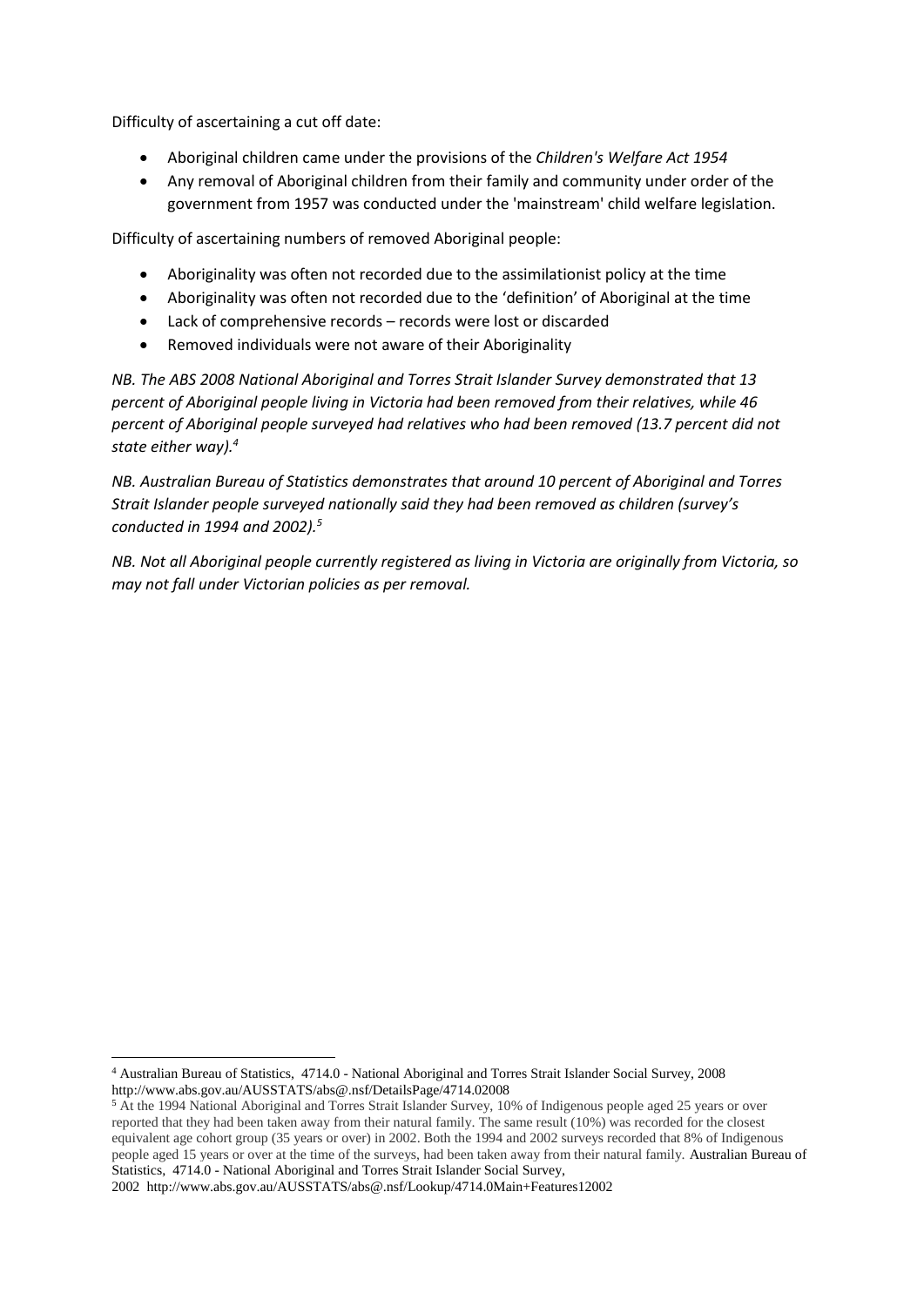Difficulty of ascertaining a cut off date:

- Aboriginal children came under the provisions of the *Children's Welfare Act 1954*
- Any removal of Aboriginal children from their family and community under order of the government from 1957 was conducted under the 'mainstream' child welfare legislation.

Difficulty of ascertaining numbers of removed Aboriginal people:

- Aboriginality was often not recorded due to the assimilationist policy at the time
- Aboriginality was often not recorded due to the 'definition' of Aboriginal at the time
- Lack of comprehensive records – records were lost or discarded
- Removed individuals were not aware of their Aboriginality

*NB. The ABS 2008 National Aboriginal and Torres Strait Islander Survey demonstrated that 13 percent of Aboriginal people living in Victoria had been removed from their relatives, while 46 percent of Aboriginal people surveyed had relatives who had been removed (13.7 percent did not state either way).*[4]

*NB. Australian Bureau of Statistics demonstrates that around 10 percent of Aboriginal and Torres Strait Islander people surveyed nationally said they had been removed as children (survey's conducted in 1994 and 2002).*[5]

*NB. Not all Aboriginal people currently registered as living in Victoria are originally from Victoria, so may not fall under Victorian policies as per removal.*

---

[4] Australian Bureau of Statistics, 4714.0 - National Aboriginal and Torres Strait Islander Social Survey, 2008 http://www.abs.gov.au/AUSSTATS/abs@.nsf/DetailsPage/4714.02008

[5] At the 1994 National Aboriginal and Torres Strait Islander Survey, 10% of Indigenous people aged 25 years or over reported that they had been taken away from their natural family. The same result (10%) was recorded for the closest equivalent age cohort group (35 years or over) in 2002. Both the 1994 and 2002 surveys recorded that 8% of Indigenous people aged 15 years or over at the time of the surveys, had been taken away from their natural family. Australian Bureau of Statistics, 4714.0 - National Aboriginal and Torres Strait Islander Social Survey, 2002 http://www.abs.gov.au/AUSSTATS/abs@.nsf/Lookup/4714.0Main+Features12002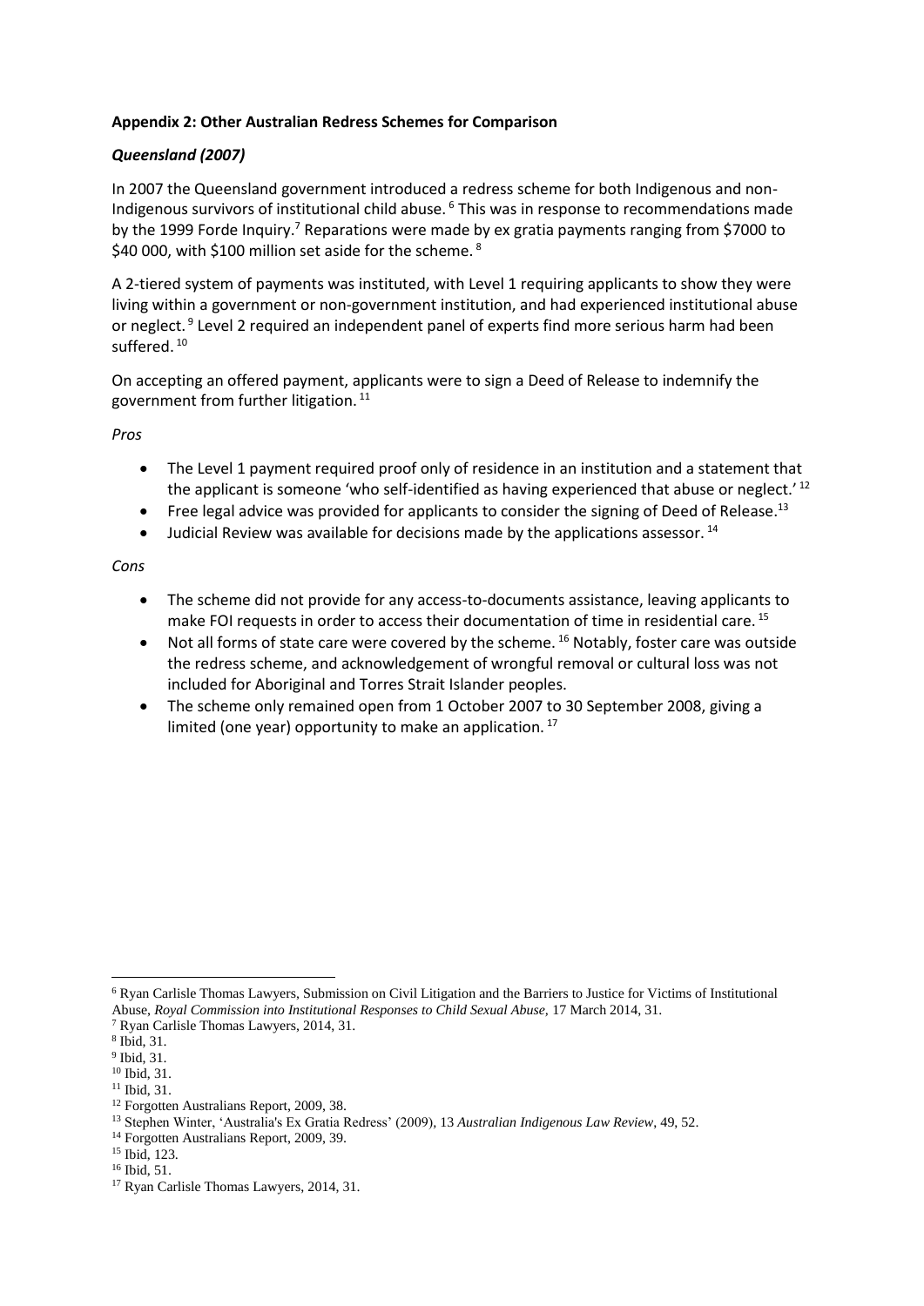**Appendix 2: Other Australian Redress Schemes for Comparison**

***Queensland (2007)***

In 2007 the Queensland government introduced a redress scheme for both Indigenous and non-Indigenous survivors of institutional child abuse. [6] This was in response to recommendations made by the 1999 Forde Inquiry.[7] Reparations were made by ex gratia payments ranging from $7000 to $40 000, with $100 million set aside for the scheme. [8]

A 2-tiered system of payments was instituted, with Level 1 requiring applicants to show they were living within a government or non-government institution, and had experienced institutional abuse or neglect. [9] Level 2 required an independent panel of experts find more serious harm had been suffered. [10]

On accepting an offered payment, applicants were to sign a Deed of Release to indemnify the government from further litigation. [11]

*Pros*

- The Level 1 payment required proof only of residence in an institution and a statement that the applicant is someone 'who self-identified as having experienced that abuse or neglect.' [12]
- Free legal advice was provided for applicants to consider the signing of Deed of Release.[13]
- Judicial Review was available for decisions made by the applications assessor. [14]

*Cons*

- The scheme did not provide for any access-to-documents assistance, leaving applicants to make FOI requests in order to access their documentation of time in residential care. [15]
- Not all forms of state care were covered by the scheme. [16] Notably, foster care was outside the redress scheme, and acknowledgement of wrongful removal or cultural loss was not included for Aboriginal and Torres Strait Islander peoples.
- The scheme only remained open from 1 October 2007 to 30 September 2008, giving a limited (one year) opportunity to make an application. [17]

---

[6] Ryan Carlisle Thomas Lawyers, Submission on Civil Litigation and the Barriers to Justice for Victims of Institutional Abuse, *Royal Commission into Institutional Responses to Child Sexual Abuse*, 17 March 2014, 31.

[7] Ryan Carlisle Thomas Lawyers, 2014, 31.

[8] Ibid, 31.

[9] Ibid, 31.

[10] Ibid, 31.

[11] Ibid, 31.

[12] Forgotten Australians Report, 2009, 38.

[13] Stephen Winter, 'Australia's Ex Gratia Redress' (2009), 13 *Australian Indigenous Law Review*, 49, 52.

[14] Forgotten Australians Report, 2009, 39.

[15] Ibid, 123.

[16] Ibid, 51.

[17] Ryan Carlisle Thomas Lawyers, 2014, 31.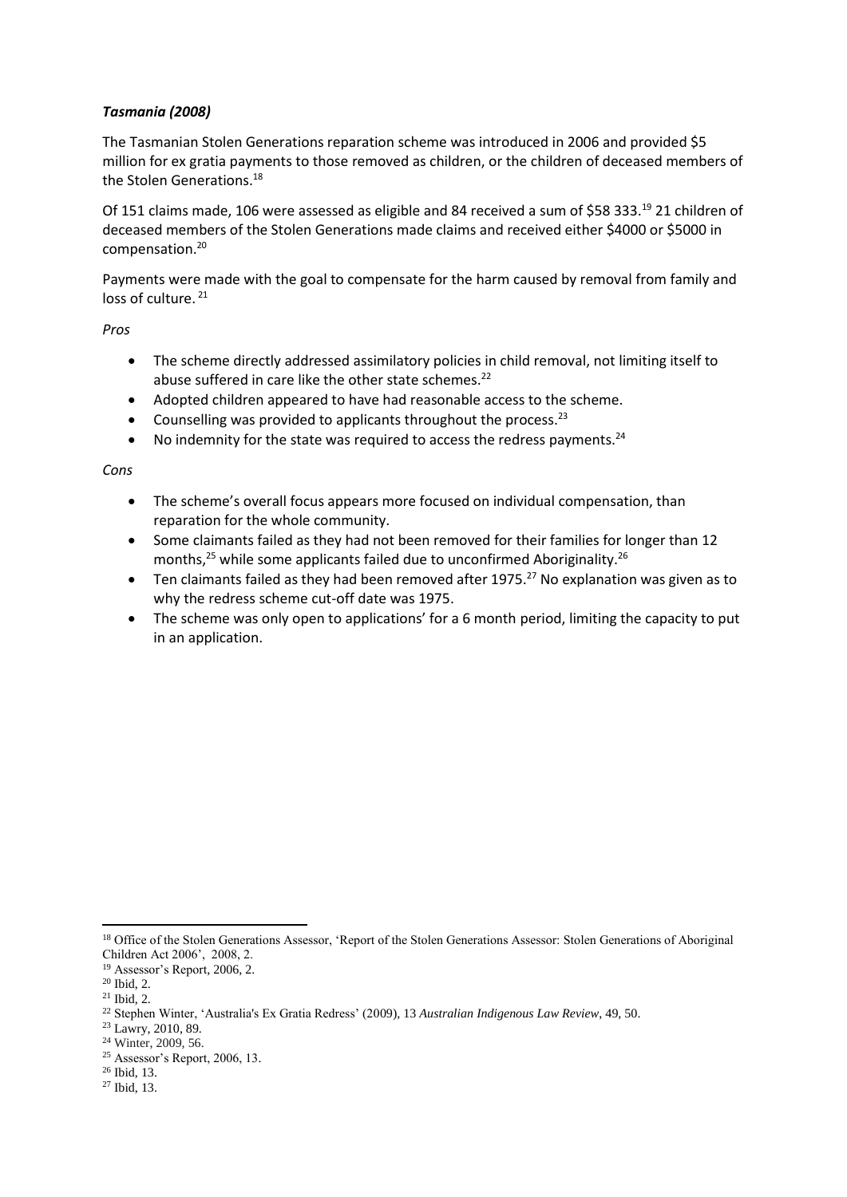### *Tasmania (2008)*

The Tasmanian Stolen Generations reparation scheme was introduced in 2006 and provided $5 million for ex gratia payments to those removed as children, or the children of deceased members of the Stolen Generations.[18]

Of 151 claims made, 106 were assessed as eligible and 84 received a sum of $58 333.[19] 21 children of deceased members of the Stolen Generations made claims and received either $4000 or $5000 in compensation.[20]

Payments were made with the goal to compensate for the harm caused by removal from family and loss of culture.[21]

*Pros*

- The scheme directly addressed assimilatory policies in child removal, not limiting itself to abuse suffered in care like the other state schemes.[22]
- Adopted children appeared to have had reasonable access to the scheme.
- Counselling was provided to applicants throughout the process.[23]
- No indemnity for the state was required to access the redress payments.[24]

*Cons*

- The scheme's overall focus appears more focused on individual compensation, than reparation for the whole community.
- Some claimants failed as they had not been removed for their families for longer than 12 months,[25] while some applicants failed due to unconfirmed Aboriginality.[26]
- Ten claimants failed as they had been removed after 1975.[27] No explanation was given as to why the redress scheme cut-off date was 1975.
- The scheme was only open to applications' for a 6 month period, limiting the capacity to put in an application.

---

[18] Office of the Stolen Generations Assessor, 'Report of the Stolen Generations Assessor: Stolen Generations of Aboriginal Children Act 2006', 2008, 2.
[19] Assessor's Report, 2006, 2.
[20] Ibid, 2.
[21] Ibid, 2.
[22] Stephen Winter, 'Australia's Ex Gratia Redress' (2009), 13 *Australian Indigenous Law Review*, 49, 50.
[23] Lawry, 2010, 89.
[24] Winter, 2009, 56.
[25] Assessor's Report, 2006, 13.
[26] Ibid, 13.
[27] Ibid, 13.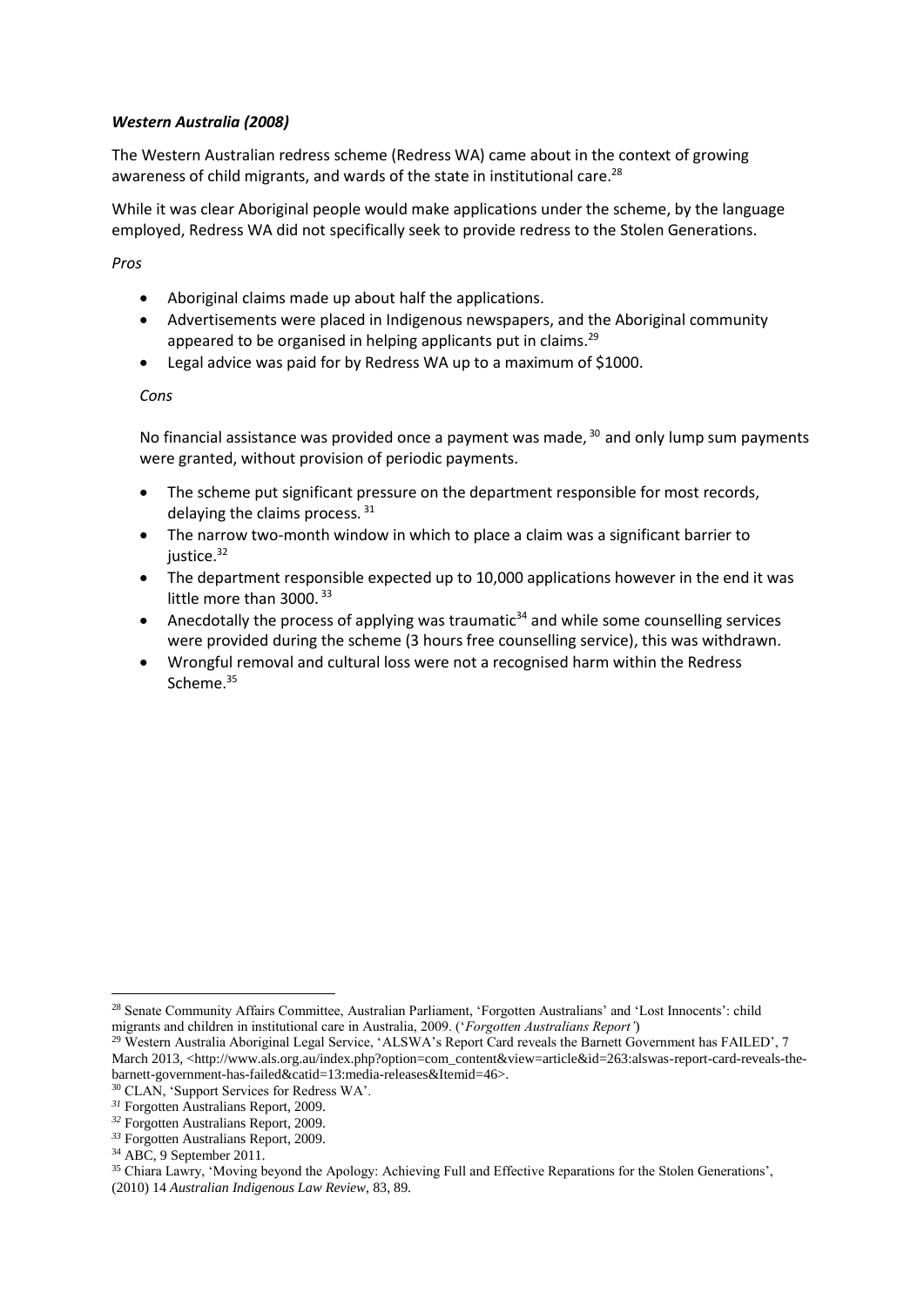***Western Australia (2008)***

The Western Australian redress scheme (Redress WA) came about in the context of growing awareness of child migrants, and wards of the state in institutional care.[28]

While it was clear Aboriginal people would make applications under the scheme, by the language employed, Redress WA did not specifically seek to provide redress to the Stolen Generations.

*Pros*

- Aboriginal claims made up about half the applications.
- Advertisements were placed in Indigenous newspapers, and the Aboriginal community appeared to be organised in helping applicants put in claims.[29]
- Legal advice was paid for by Redress WA up to a maximum of $1000.

*Cons*

No financial assistance was provided once a payment was made,[30] and only lump sum payments were granted, without provision of periodic payments.

- The scheme put significant pressure on the department responsible for most records, delaying the claims process.[31]
- The narrow two-month window in which to place a claim was a significant barrier to justice.[32]
- The department responsible expected up to 10,000 applications however in the end it was little more than 3000.[33]
- Anecdotally the process of applying was traumatic[34] and while some counselling services were provided during the scheme (3 hours free counselling service), this was withdrawn.
- Wrongful removal and cultural loss were not a recognised harm within the Redress Scheme.[35]

---

[28] Senate Community Affairs Committee, Australian Parliament, 'Forgotten Australians' and 'Lost Innocents': child migrants and children in institutional care in Australia, 2009. ('*Forgotten Australians Report'*)

[29] Western Australia Aboriginal Legal Service, 'ALSWA's Report Card reveals the Barnett Government has FAILED', 7 March 2013, <http://www.als.org.au/index.php?option=com_content&view=article&id=263:alswas-report-card-reveals-the-barnett-government-has-failed&catid=13:media-releases&Itemid=46>.

[30] CLAN, 'Support Services for Redress WA'.

[31] Forgotten Australians Report, 2009.

[32] Forgotten Australians Report, 2009.

[33] Forgotten Australians Report, 2009.

[34] ABC, 9 September 2011.

[35] Chiara Lawry, 'Moving beyond the Apology: Achieving Full and Effective Reparations for the Stolen Generations', (2010) 14 *Australian Indigenous Law Review*, 83, 89.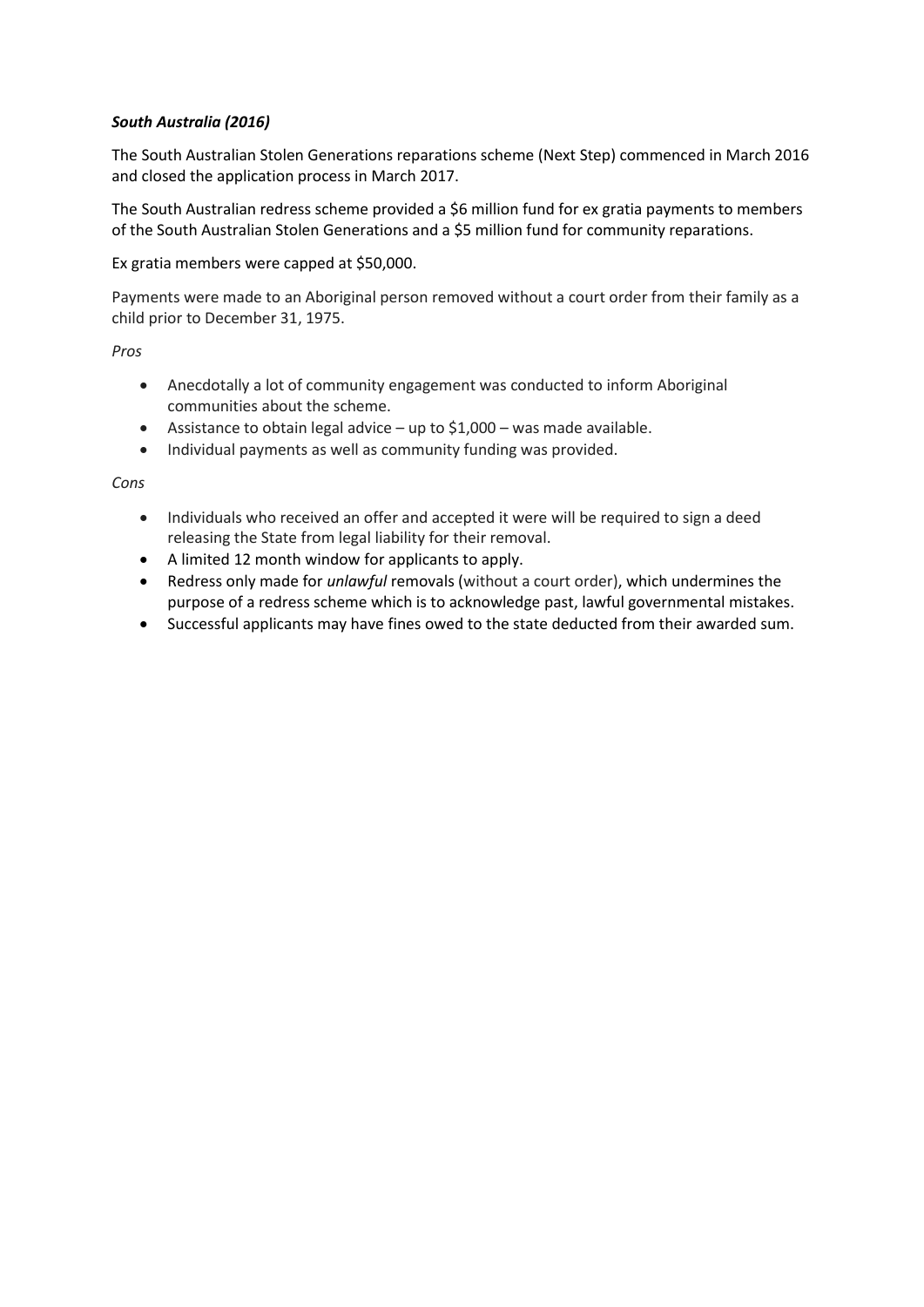***South Australia (2016)***

The South Australian Stolen Generations reparations scheme (Next Step) commenced in March 2016 and closed the application process in March 2017.

The South Australian redress scheme provided a $6 million fund for ex gratia payments to members of the South Australian Stolen Generations and a $5 million fund for community reparations.

Ex gratia members were capped at $50,000.

Payments were made to an Aboriginal person removed without a court order from their family as a child prior to December 31, 1975.

*Pros*

- Anecdotally a lot of community engagement was conducted to inform Aboriginal communities about the scheme.
- Assistance to obtain legal advice – up to $1,000 – was made available.
- Individual payments as well as community funding was provided.

*Cons*

- Individuals who received an offer and accepted it were will be required to sign a deed releasing the State from legal liability for their removal.
- A limited 12 month window for applicants to apply.
- Redress only made for *unlawful* removals (without a court order), which undermines the purpose of a redress scheme which is to acknowledge past, lawful governmental mistakes.
- Successful applicants may have fines owed to the state deducted from their awarded sum.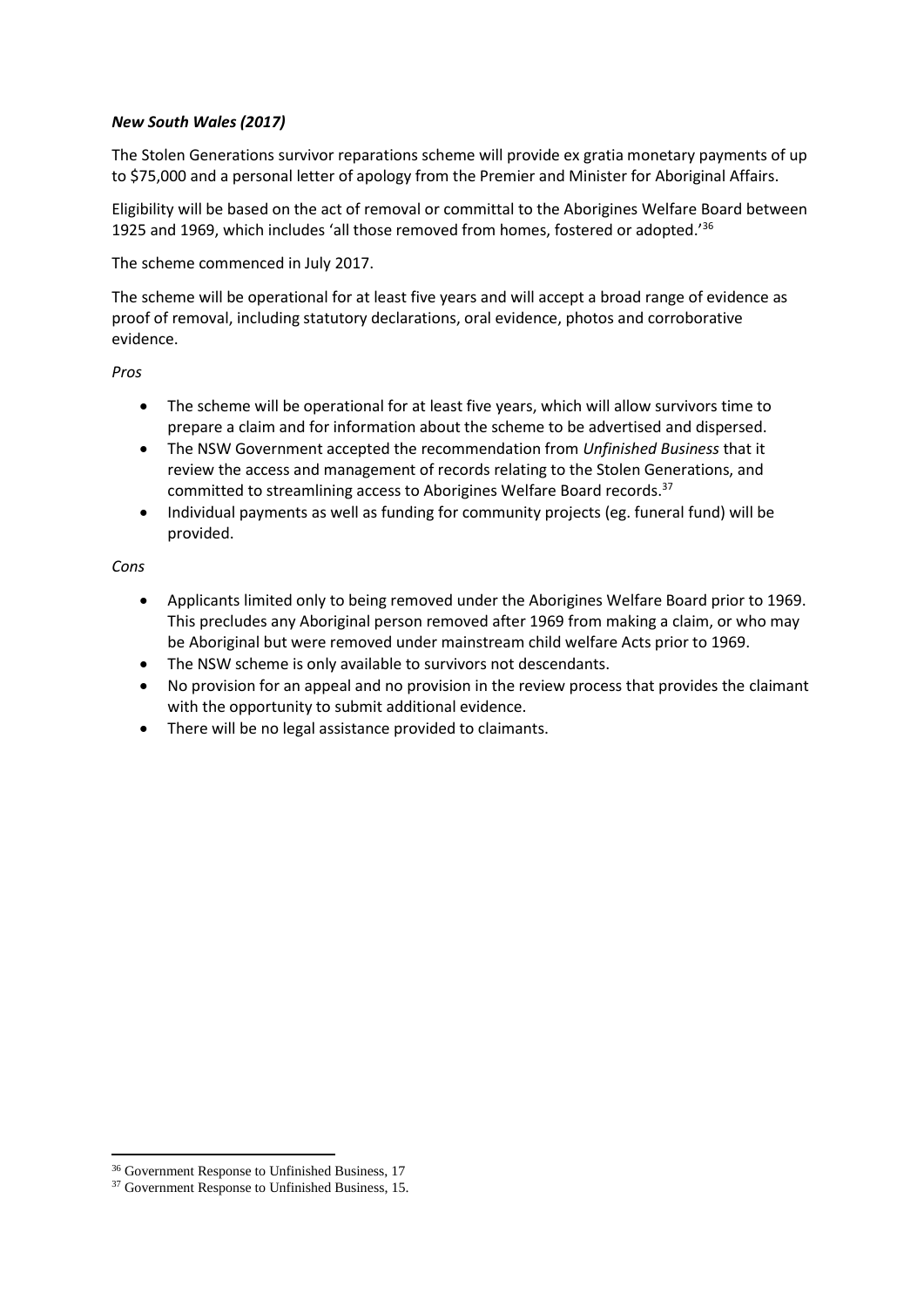***New South Wales (2017)***

The Stolen Generations survivor reparations scheme will provide ex gratia monetary payments of up to $75,000 and a personal letter of apology from the Premier and Minister for Aboriginal Affairs.

Eligibility will be based on the act of removal or committal to the Aborigines Welfare Board between 1925 and 1969, which includes 'all those removed from homes, fostered or adopted.'[36]

The scheme commenced in July 2017.

The scheme will be operational for at least five years and will accept a broad range of evidence as proof of removal, including statutory declarations, oral evidence, photos and corroborative evidence.

*Pros*

- The scheme will be operational for at least five years, which will allow survivors time to prepare a claim and for information about the scheme to be advertised and dispersed.
- The NSW Government accepted the recommendation from *Unfinished Business* that it review the access and management of records relating to the Stolen Generations, and committed to streamlining access to Aborigines Welfare Board records.[37]
- Individual payments as well as funding for community projects (eg. funeral fund) will be provided.

*Cons*

- Applicants limited only to being removed under the Aborigines Welfare Board prior to 1969. This precludes any Aboriginal person removed after 1969 from making a claim, or who may be Aboriginal but were removed under mainstream child welfare Acts prior to 1969.
- The NSW scheme is only available to survivors not descendants.
- No provision for an appeal and no provision in the review process that provides the claimant with the opportunity to submit additional evidence.
- There will be no legal assistance provided to claimants.

---

[36] Government Response to Unfinished Business, 17

[37] Government Response to Unfinished Business, 15.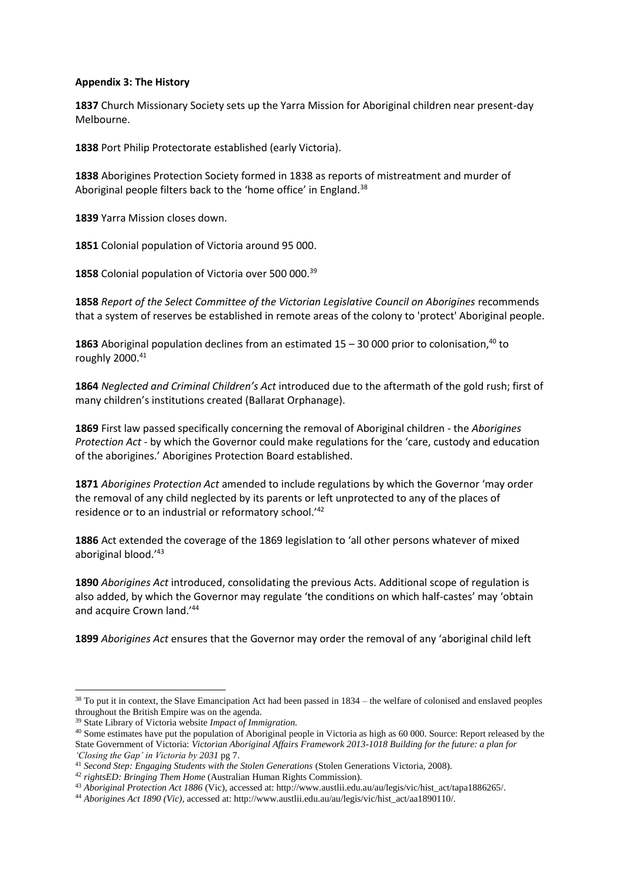**Appendix 3: The History**

**1837** Church Missionary Society sets up the Yarra Mission for Aboriginal children near present-day Melbourne.

**1838** Port Philip Protectorate established (early Victoria).

**1838** Aborigines Protection Society formed in 1838 as reports of mistreatment and murder of Aboriginal people filters back to the 'home office' in England.[38]

**1839** Yarra Mission closes down.

**1851** Colonial population of Victoria around 95 000.

**1858** Colonial population of Victoria over 500 000.[39]

**1858** *Report of the Select Committee of the Victorian Legislative Council on Aborigines* recommends that a system of reserves be established in remote areas of the colony to 'protect' Aboriginal people.

**1863** Aboriginal population declines from an estimated 15 – 30 000 prior to colonisation,[40] to roughly 2000.[41]

**1864** *Neglected and Criminal Children's Act* introduced due to the aftermath of the gold rush; first of many children's institutions created (Ballarat Orphanage).

**1869** First law passed specifically concerning the removal of Aboriginal children - the *Aborigines Protection Act* - by which the Governor could make regulations for the 'care, custody and education of the aborigines.' Aborigines Protection Board established.

**1871** *Aborigines Protection Act* amended to include regulations by which the Governor 'may order the removal of any child neglected by its parents or left unprotected to any of the places of residence or to an industrial or reformatory school.'[42]

**1886** Act extended the coverage of the 1869 legislation to 'all other persons whatever of mixed aboriginal blood.'[43]

**1890** *Aborigines Act* introduced, consolidating the previous Acts. Additional scope of regulation is also added, by which the Governor may regulate 'the conditions on which half-castes' may 'obtain and acquire Crown land.'[44]

**1899** *Aborigines Act* ensures that the Governor may order the removal of any 'aboriginal child left

---

[38] To put it in context, the Slave Emancipation Act had been passed in 1834 – the welfare of colonised and enslaved peoples throughout the British Empire was on the agenda.

[39] State Library of Victoria website *Impact of Immigration.*

[40] Some estimates have put the population of Aboriginal people in Victoria as high as 60 000. Source: Report released by the State Government of Victoria: *Victorian Aboriginal Affairs Framework 2013-1018 Building for the future: a plan for 'Closing the Gap' in Victoria by 2031* pg 7.

[41] *Second Step: Engaging Students with the Stolen Generations* (Stolen Generations Victoria, 2008).

[42] *rightsED: Bringing Them Home* (Australian Human Rights Commission).

[43] *Aboriginal Protection Act 1886* (Vic), accessed at: http://www.austlii.edu.au/au/legis/vic/hist_act/tapa1886265/.

[44] *Aborigines Act 1890 (Vic)*, accessed at: http://www.austlii.edu.au/au/legis/vic/hist_act/aa1890110/.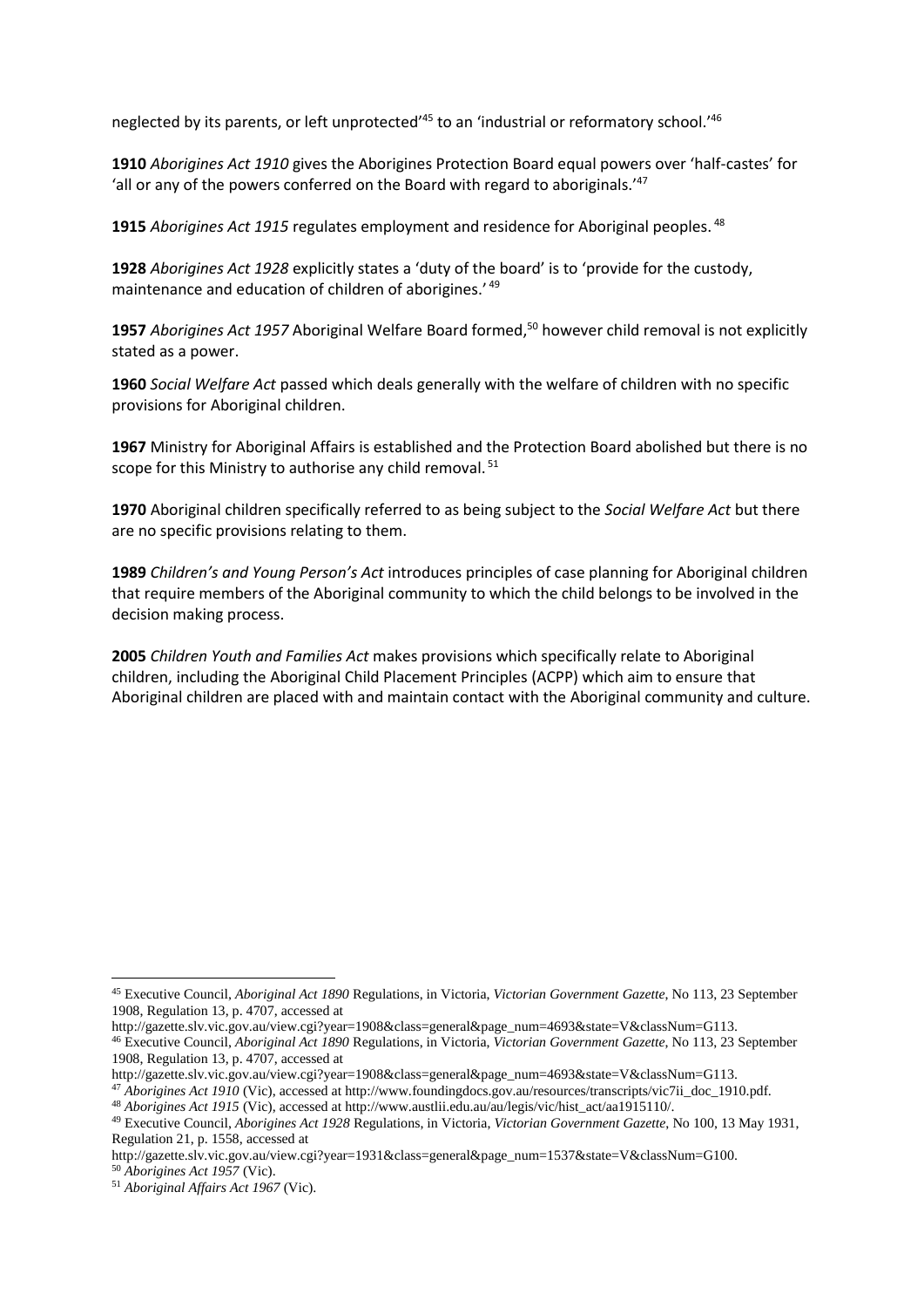neglected by its parents, or left unprotected'[45] to an 'industrial or reformatory school.'[46]

**1910** *Aborigines Act 1910* gives the Aborigines Protection Board equal powers over 'half-castes' for 'all or any of the powers conferred on the Board with regard to aboriginals.'[47]

**1915** *Aborigines Act 1915* regulates employment and residence for Aboriginal peoples.[48]

**1928** *Aborigines Act 1928* explicitly states a 'duty of the board' is to 'provide for the custody, maintenance and education of children of aborigines.'[49]

**1957** *Aborigines Act 1957* Aboriginal Welfare Board formed,[50] however child removal is not explicitly stated as a power.

**1960** *Social Welfare Act* passed which deals generally with the welfare of children with no specific provisions for Aboriginal children.

**1967** Ministry for Aboriginal Affairs is established and the Protection Board abolished but there is no scope for this Ministry to authorise any child removal.[51]

**1970** Aboriginal children specifically referred to as being subject to the *Social Welfare Act* but there are no specific provisions relating to them.

**1989** *Children's and Young Person's Act* introduces principles of case planning for Aboriginal children that require members of the Aboriginal community to which the child belongs to be involved in the decision making process.

**2005** *Children Youth and Families Act* makes provisions which specifically relate to Aboriginal children, including the Aboriginal Child Placement Principles (ACPP) which aim to ensure that Aboriginal children are placed with and maintain contact with the Aboriginal community and culture.

---

[45] Executive Council, *Aboriginal Act 1890* Regulations, in Victoria, *Victorian Government Gazette*, No 113, 23 September 1908, Regulation 13, p. 4707, accessed at http://gazette.slv.vic.gov.au/view.cgi?year=1908&class=general&page_num=4693&state=V&classNum=G113.

[46] Executive Council, *Aboriginal Act 1890* Regulations, in Victoria, *Victorian Government Gazette*, No 113, 23 September 1908, Regulation 13, p. 4707, accessed at http://gazette.slv.vic.gov.au/view.cgi?year=1908&class=general&page_num=4693&state=V&classNum=G113.

[47] *Aborigines Act 1910* (Vic), accessed at http://www.foundingdocs.gov.au/resources/transcripts/vic7ii_doc_1910.pdf.

[48] *Aborigines Act 1915* (Vic), accessed at http://www.austlii.edu.au/au/legis/vic/hist_act/aa1915110/.

[49] Executive Council, *Aborigines Act 1928* Regulations, in Victoria, *Victorian Government Gazette*, No 100, 13 May 1931, Regulation 21, p. 1558, accessed at http://gazette.slv.vic.gov.au/view.cgi?year=1931&class=general&page_num=1537&state=V&classNum=G100.

[50] *Aborigines Act 1957* (Vic).

[51] *Aboriginal Affairs Act 1967* (Vic).